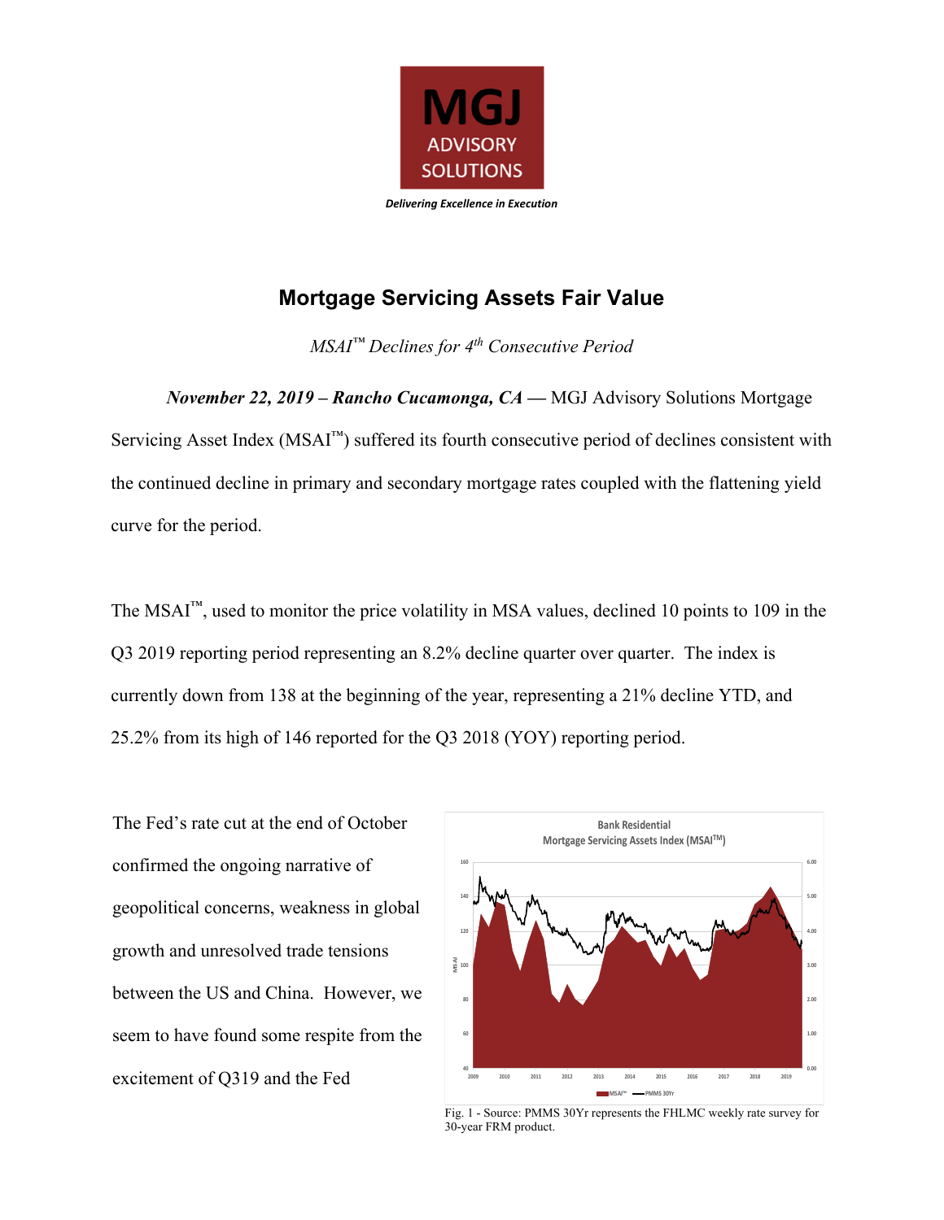MGJ
ADVISORY
SOLUTIONS

*Delivering Excellence in Execution*

# Mortgage Servicing Assets Fair Value

*MSAI™ Declines for 4th Consecutive Period*

***November 22, 2019 – Rancho Cucamonga, CA*** — MGJ Advisory Solutions Mortgage Servicing Asset Index (MSAI™) suffered its fourth consecutive period of declines consistent with the continued decline in primary and secondary mortgage rates coupled with the flattening yield curve for the period.

The MSAI™, used to monitor the price volatility in MSA values, declined 10 points to 109 in the Q3 2019 reporting period representing an 8.2% decline quarter over quarter. The index is currently down from 138 at the beginning of the year, representing a 21% decline YTD, and 25.2% from its high of 146 reported for the Q3 2018 (YOY) reporting period.

The Fed's rate cut at the end of October confirmed the ongoing narrative of geopolitical concerns, weakness in global growth and unresolved trade tensions between the US and China. However, we seem to have found some respite from the excitement of Q319 and the Fed

Fig. 1 - Source: PMMS 30Yr represents the FHLMC weekly rate survey for 30-year FRM product.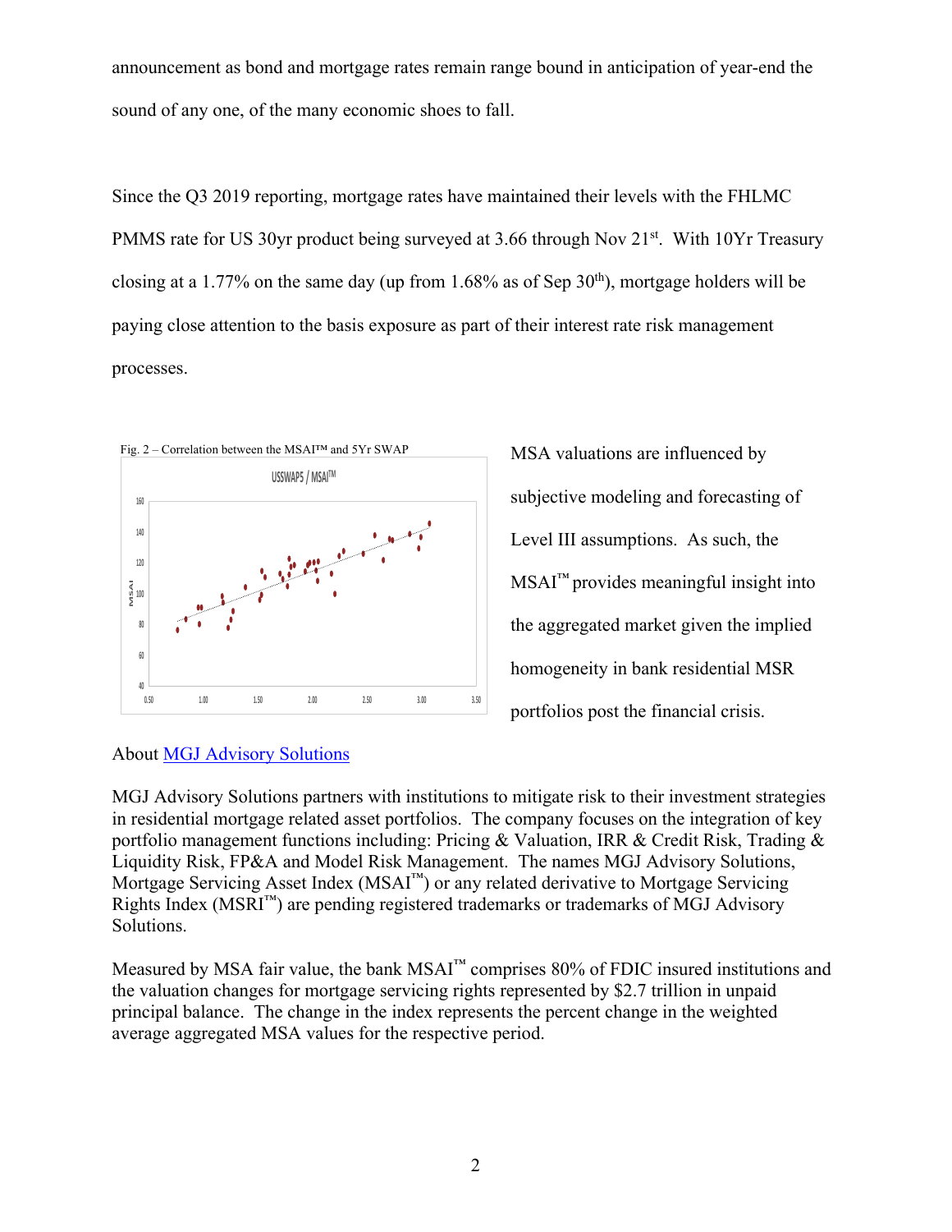announcement as bond and mortgage rates remain range bound in anticipation of year-end the sound of any one, of the many economic shoes to fall.

Since the Q3 2019 reporting, mortgage rates have maintained their levels with the FHLMC PMMS rate for US 30yr product being surveyed at 3.66 through Nov 21st. With 10Yr Treasury closing at a 1.77% on the same day (up from 1.68% as of Sep 30th), mortgage holders will be paying close attention to the basis exposure as part of their interest rate risk management processes.

Fig. 2 – Correlation between the MSAI™ and 5Yr SWAP

USSWAP5 / MSAI™

MSAI

160
140
120
100
80
60
40

0.50
1.00
1.50
2.00
2.50
3.00
3.50

MSA valuations are influenced by subjective modeling and forecasting of Level III assumptions. As such, the MSAI™ provides meaningful insight into the aggregated market given the implied homogeneity in bank residential MSR portfolios post the financial crisis.

About [MGJ Advisory Solutions]

MGJ Advisory Solutions partners with institutions to mitigate risk to their investment strategies in residential mortgage related asset portfolios. The company focuses on the integration of key portfolio management functions including: Pricing & Valuation, IRR & Credit Risk, Trading & Liquidity Risk, FP&A and Model Risk Management. The names MGJ Advisory Solutions, Mortgage Servicing Asset Index (MSAI™) or any related derivative to Mortgage Servicing Rights Index (MSRI™) are pending registered trademarks or trademarks of MGJ Advisory Solutions.

Measured by MSA fair value, the bank MSAI™ comprises 80% of FDIC insured institutions and the valuation changes for mortgage servicing rights represented by $2.7 trillion in unpaid principal balance. The change in the index represents the percent change in the weighted average aggregated MSA values for the respective period.